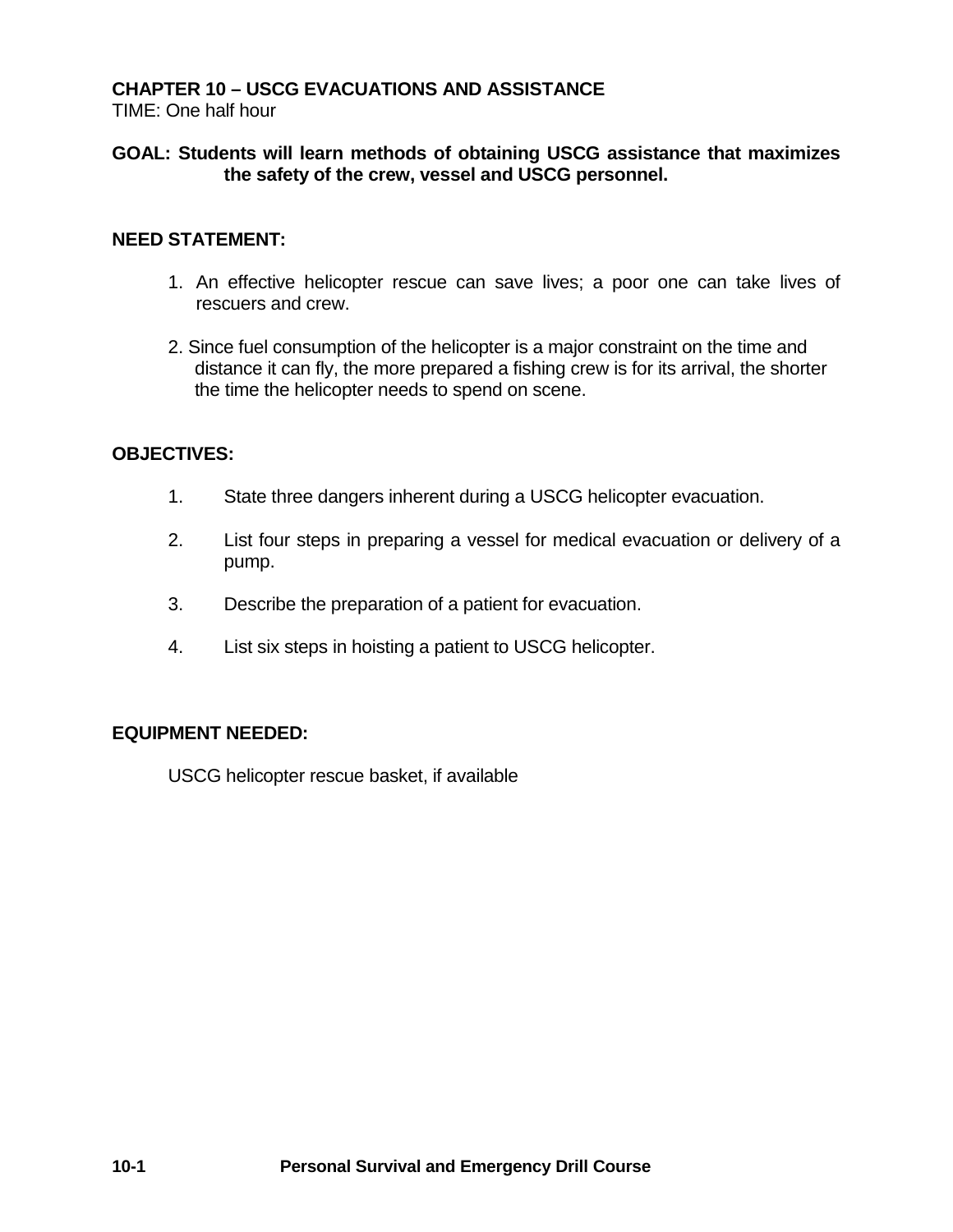## CHAPTER 10 – USCG EVACUATIONS AND ASSISTANCE

TIME: One half hour

**GOAL: Students will learn methods of obtaining USCG assistance that maximizes the safety of the crew, vessel and USCG personnel.**

**NEED STATEMENT:**

1. An effective helicopter rescue can save lives; a poor one can take lives of rescuers and crew.

2. Since fuel consumption of the helicopter is a major constraint on the time and distance it can fly, the more prepared a fishing crew is for its arrival, the shorter the time the helicopter needs to spend on scene.

**OBJECTIVES:**

1. State three dangers inherent during a USCG helicopter evacuation.

2. List four steps in preparing a vessel for medical evacuation or delivery of a pump.

3. Describe the preparation of a patient for evacuation.

4. List six steps in hoisting a patient to USCG helicopter.

**EQUIPMENT NEEDED:**

USCG helicopter rescue basket, if available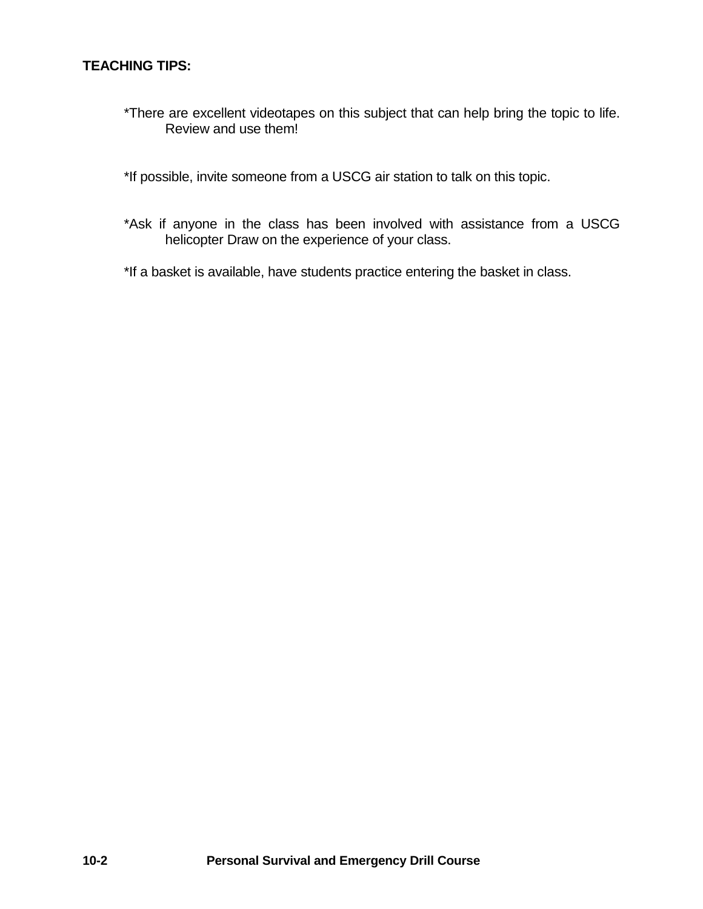**TEACHING TIPS:**

*There are excellent videotapes on this subject that can help bring the topic to life. Review and use them!

*If possible, invite someone from a USCG air station to talk on this topic.

*Ask if anyone in the class has been involved with assistance from a USCG helicopter Draw on the experience of your class.

*If a basket is available, have students practice entering the basket in class.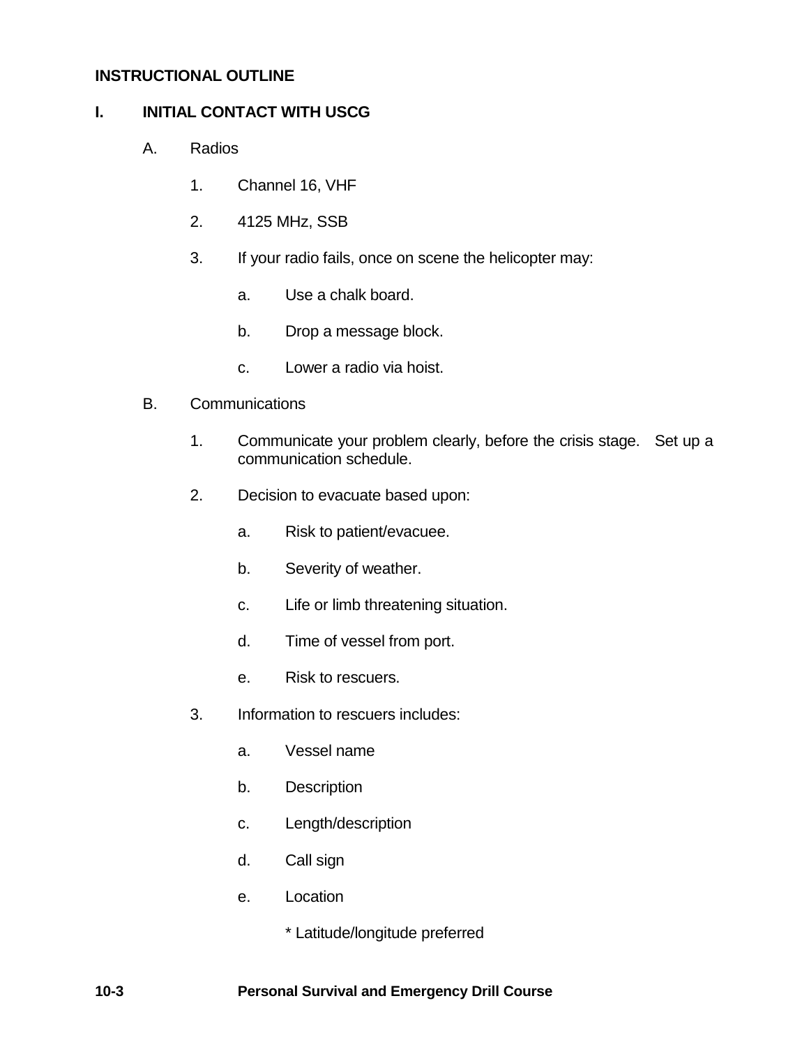**INSTRUCTIONAL OUTLINE**

## I. INITIAL CONTACT WITH USCG

A. Radios

1. Channel 16, VHF
2. 4125 MHz, SSB
3. If your radio fails, once on scene the helicopter may:
    a. Use a chalk board.
    b. Drop a message block.
    c. Lower a radio via hoist.

B. Communications

1. Communicate your problem clearly, before the crisis stage. Set up a communication schedule.
2. Decision to evacuate based upon:
    a. Risk to patient/evacuee.
    b. Severity of weather.
    c. Life or limb threatening situation.
    d. Time of vessel from port.
    e. Risk to rescuers.
3. Information to rescuers includes:
    a. Vessel name
    b. Description
    c. Length/description
    d. Call sign
    e. Location

        * Latitude/longitude preferred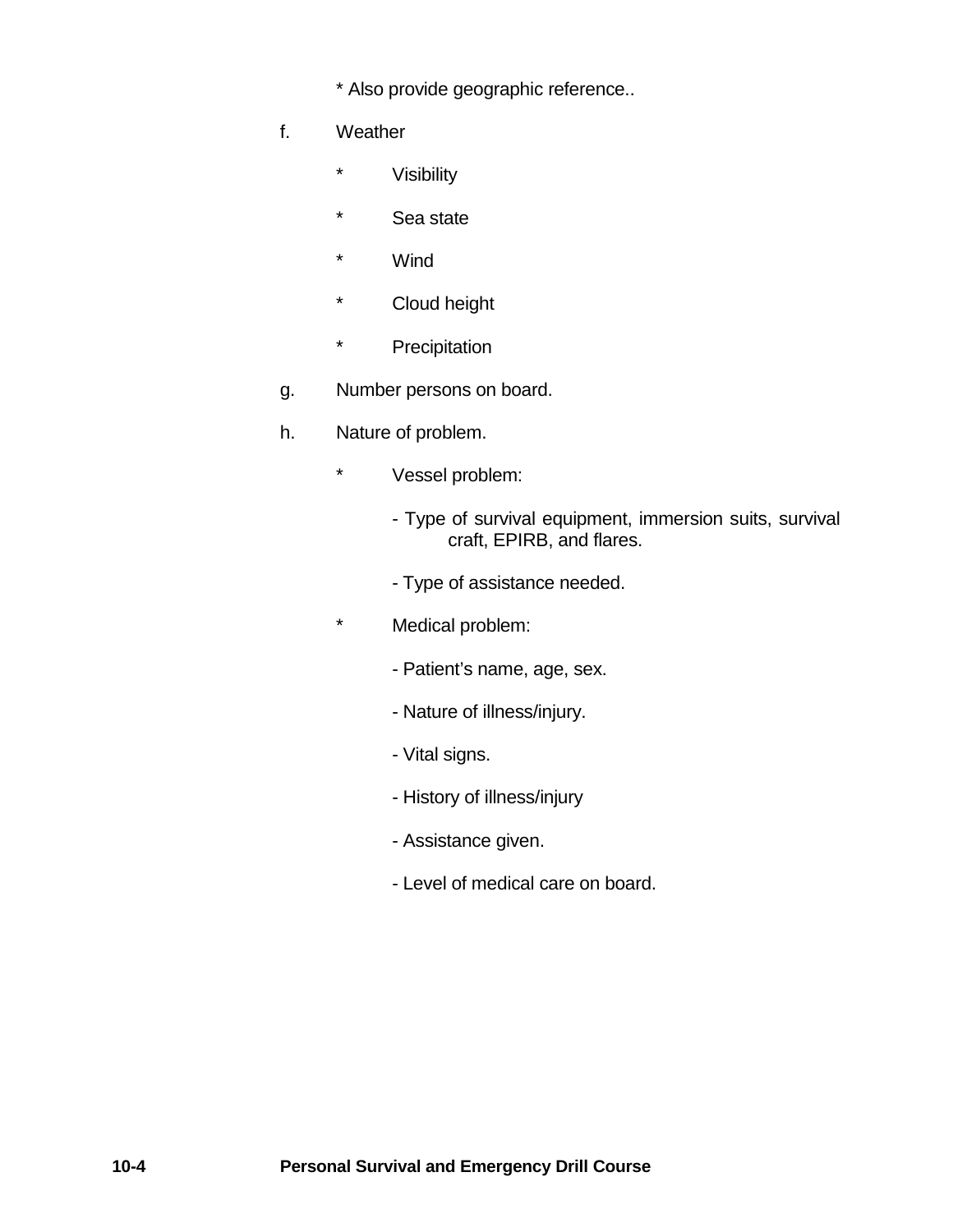* Also provide geographic reference..

f. Weather

   * Visibility
   * Sea state
   * Wind
   * Cloud height
   * Precipitation

g. Number persons on board.

h. Nature of problem.

   * Vessel problem:

     - Type of survival equipment, immersion suits, survival craft, EPIRB, and flares.

     - Type of assistance needed.

   * Medical problem:

     - Patient's name, age, sex.

     - Nature of illness/injury.

     - Vital signs.

     - History of illness/injury

     - Assistance given.

     - Level of medical care on board.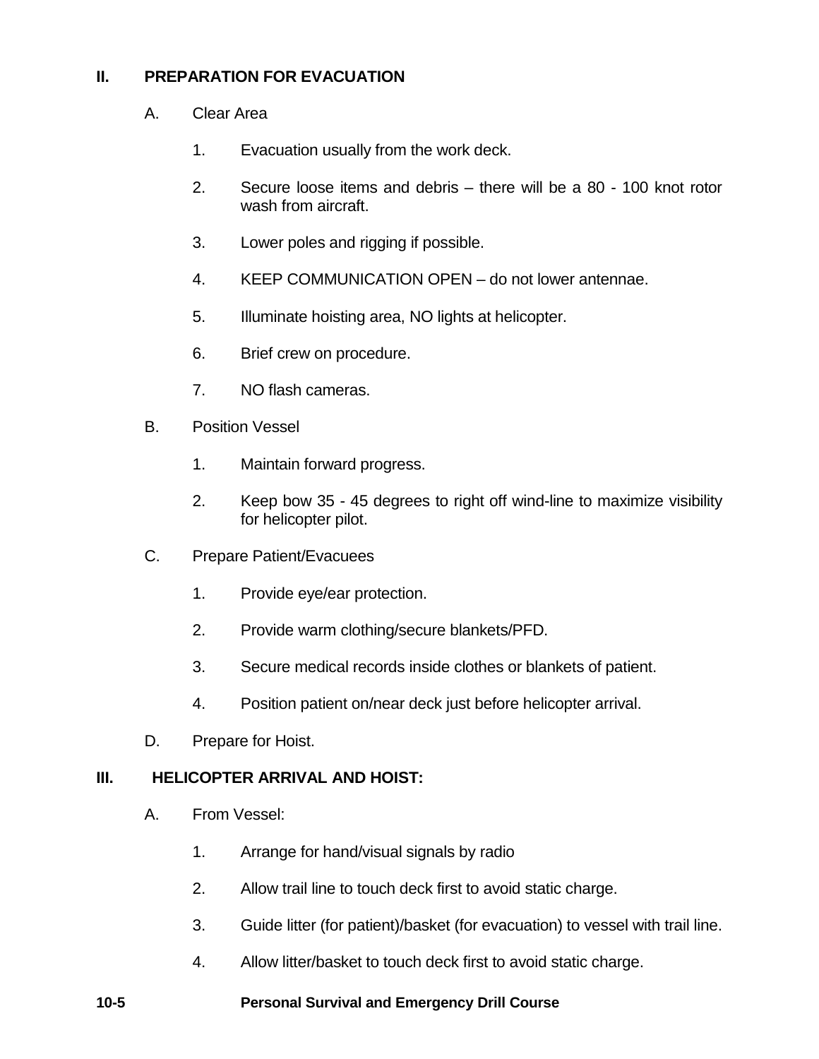## II. PREPARATION FOR EVACUATION

A. Clear Area

1. Evacuation usually from the work deck.
2. Secure loose items and debris – there will be a 80 - 100 knot rotor wash from aircraft.
3. Lower poles and rigging if possible.
4. KEEP COMMUNICATION OPEN – do not lower antennae.
5. Illuminate hoisting area, NO lights at helicopter.
6. Brief crew on procedure.
7. NO flash cameras.

B. Position Vessel

1. Maintain forward progress.
2. Keep bow 35 - 45 degrees to right off wind-line to maximize visibility for helicopter pilot.

C. Prepare Patient/Evacuees

1. Provide eye/ear protection.
2. Provide warm clothing/secure blankets/PFD.
3. Secure medical records inside clothes or blankets of patient.
4. Position patient on/near deck just before helicopter arrival.

D. Prepare for Hoist.

## III. HELICOPTER ARRIVAL AND HOIST:

A. From Vessel:

1. Arrange for hand/visual signals by radio
2. Allow trail line to touch deck first to avoid static charge.
3. Guide litter (for patient)/basket (for evacuation) to vessel with trail line.
4. Allow litter/basket to touch deck first to avoid static charge.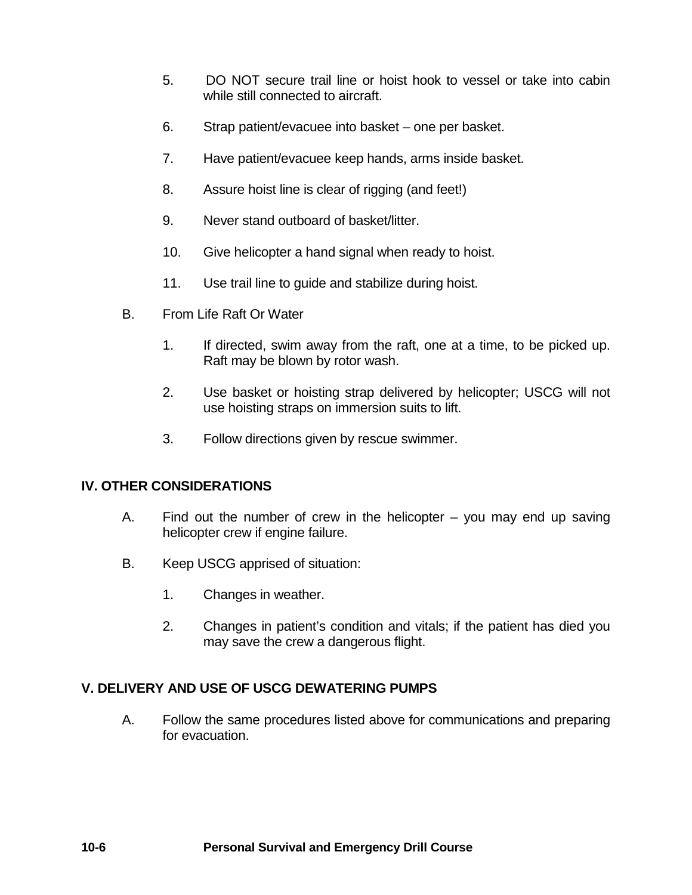5. DO NOT secure trail line or hoist hook to vessel or take into cabin while still connected to aircraft.

6. Strap patient/evacuee into basket – one per basket.

7. Have patient/evacuee keep hands, arms inside basket.

8. Assure hoist line is clear of rigging (and feet!)

9. Never stand outboard of basket/litter.

10. Give helicopter a hand signal when ready to hoist.

11. Use trail line to guide and stabilize during hoist.

B. From Life Raft Or Water

1. If directed, swim away from the raft, one at a time, to be picked up. Raft may be blown by rotor wash.

2. Use basket or hoisting strap delivered by helicopter; USCG will not use hoisting straps on immersion suits to lift.

3. Follow directions given by rescue swimmer.

## IV. OTHER CONSIDERATIONS

A. Find out the number of crew in the helicopter – you may end up saving helicopter crew if engine failure.

B. Keep USCG apprised of situation:

1. Changes in weather.

2. Changes in patient's condition and vitals; if the patient has died you may save the crew a dangerous flight.

## V. DELIVERY AND USE OF USCG DEWATERING PUMPS

A. Follow the same procedures listed above for communications and preparing for evacuation.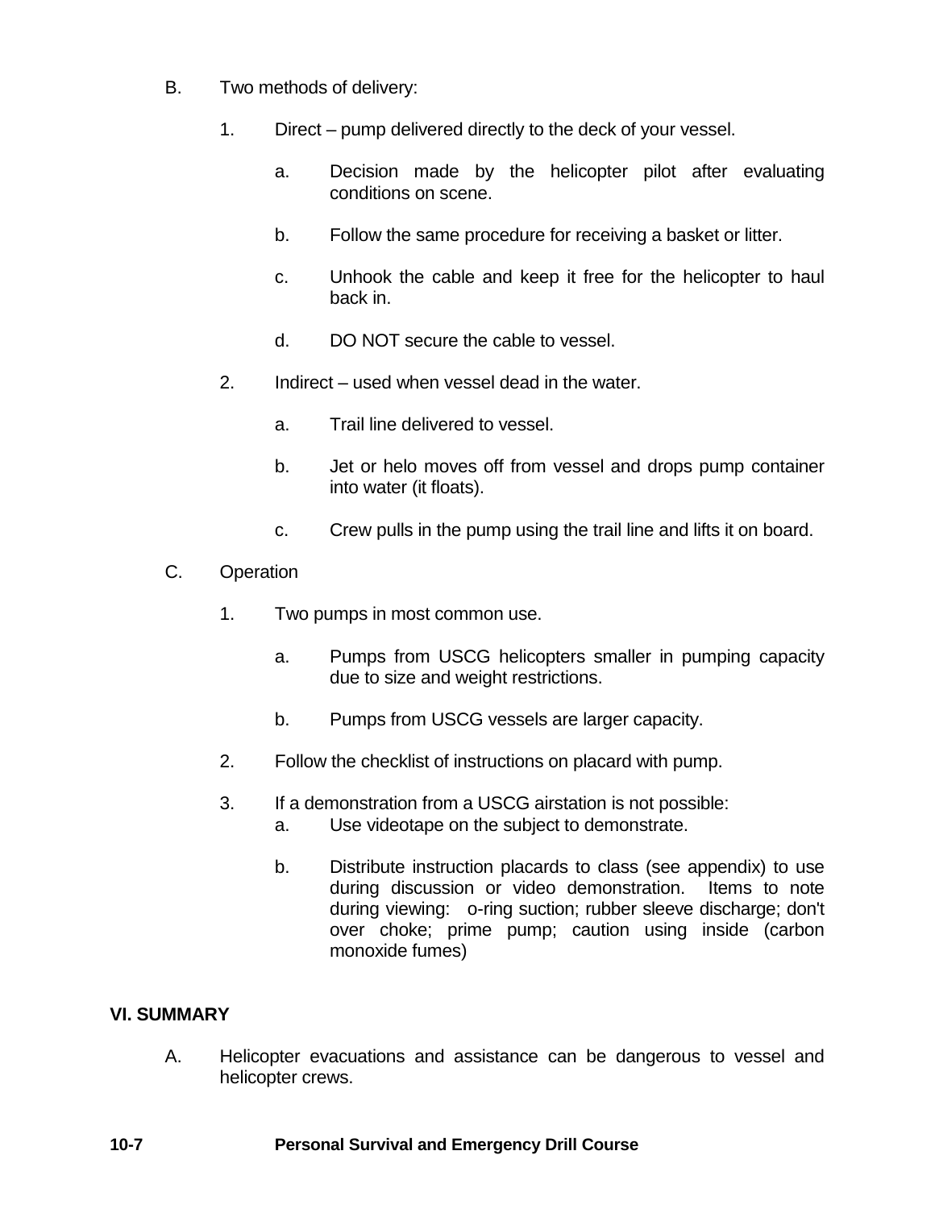B. Two methods of delivery:

1. Direct – pump delivered directly to the deck of your vessel.

   a. Decision made by the helicopter pilot after evaluating conditions on scene.

   b. Follow the same procedure for receiving a basket or litter.

   c. Unhook the cable and keep it free for the helicopter to haul back in.

   d. DO NOT secure the cable to vessel.

2. Indirect – used when vessel dead in the water.

   a. Trail line delivered to vessel.

   b. Jet or helo moves off from vessel and drops pump container into water (it floats).

   c. Crew pulls in the pump using the trail line and lifts it on board.

C. Operation

1. Two pumps in most common use.

   a. Pumps from USCG helicopters smaller in pumping capacity due to size and weight restrictions.

   b. Pumps from USCG vessels are larger capacity.

2. Follow the checklist of instructions on placard with pump.

3. If a demonstration from a USCG airstation is not possible:

   a. Use videotape on the subject to demonstrate.

   b. Distribute instruction placards to class (see appendix) to use during discussion or video demonstration. Items to note during viewing: o-ring suction; rubber sleeve discharge; don't over choke; prime pump; caution using inside (carbon monoxide fumes)

## VI. SUMMARY

A. Helicopter evacuations and assistance can be dangerous to vessel and helicopter crews.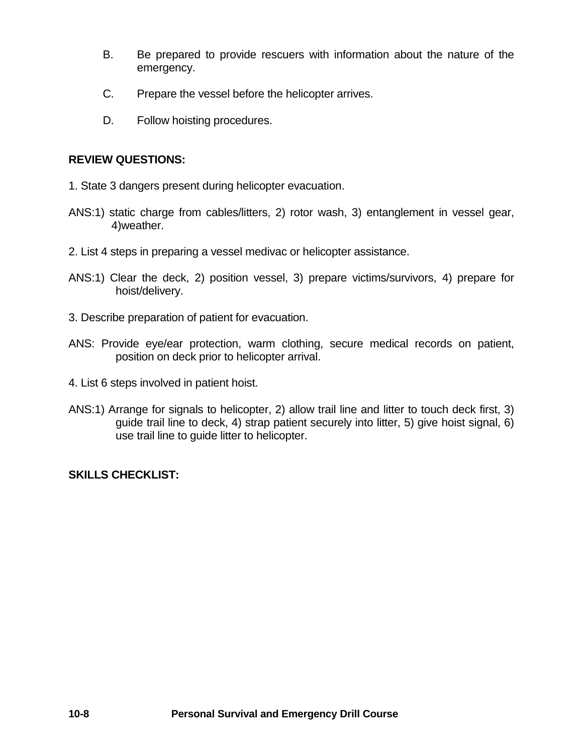B. Be prepared to provide rescuers with information about the nature of the emergency.

C. Prepare the vessel before the helicopter arrives.

D. Follow hoisting procedures.

**REVIEW QUESTIONS:**

1. State 3 dangers present during helicopter evacuation.

ANS:1) static charge from cables/litters, 2) rotor wash, 3) entanglement in vessel gear, 4)weather.

2. List 4 steps in preparing a vessel medivac or helicopter assistance.

ANS:1) Clear the deck, 2) position vessel, 3) prepare victims/survivors, 4) prepare for hoist/delivery.

3. Describe preparation of patient for evacuation.

ANS: Provide eye/ear protection, warm clothing, secure medical records on patient, position on deck prior to helicopter arrival.

4. List 6 steps involved in patient hoist.

ANS:1) Arrange for signals to helicopter, 2) allow trail line and litter to touch deck first, 3) guide trail line to deck, 4) strap patient securely into litter, 5) give hoist signal, 6) use trail line to guide litter to helicopter.

**SKILLS CHECKLIST:**